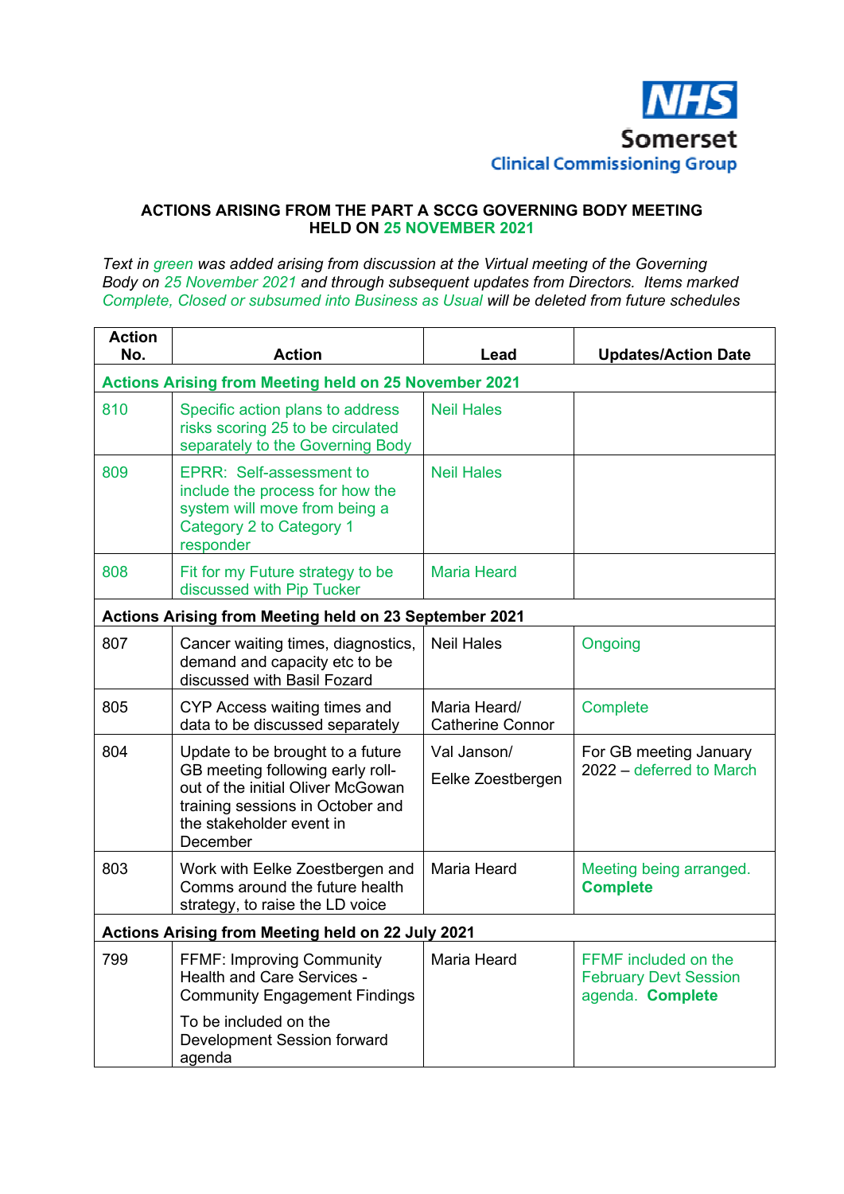NHS
Somerset
Clinical Commissioning Group

## ACTIONS ARISING FROM THE PART A SCCG GOVERNING BODY MEETING HELD ON 25 NOVEMBER 2021

*Text in green was added arising from discussion at the Virtual meeting of the Governing Body on 25 November 2021 and through subsequent updates from Directors. Items marked Complete, Closed or subsumed into Business as Usual will be deleted from future schedules*

| Action No. | Action | Lead | Updates/Action Date |
|---|---|---|---|
| **Actions Arising from Meeting held on 25 November 2021** | | | |
| 810 | Specific action plans to address risks scoring 25 to be circulated separately to the Governing Body | Neil Hales | |
| 809 | EPRR: Self-assessment to include the process for how the system will move from being a Category 2 to Category 1 responder | Neil Hales | |
| 808 | Fit for my Future strategy to be discussed with Pip Tucker | Maria Heard | |
| **Actions Arising from Meeting held on 23 September 2021** | | | |
| 807 | Cancer waiting times, diagnostics, demand and capacity etc to be discussed with Basil Fozard | Neil Hales | Ongoing |
| 805 | CYP Access waiting times and data to be discussed separately | Maria Heard/ Catherine Connor | Complete |
| 804 | Update to be brought to a future GB meeting following early roll-out of the initial Oliver McGowan training sessions in October and the stakeholder event in December | Val Janson/ Eelke Zoestbergen | For GB meeting January 2022 – deferred to March |
| 803 | Work with Eelke Zoestbergen and Comms around the future health strategy, to raise the LD voice | Maria Heard | Meeting being arranged. **Complete** |
| **Actions Arising from Meeting held on 22 July 2021** | | | |
| 799 | FFMF: Improving Community Health and Care Services - Community Engagement Findings<br><br>To be included on the Development Session forward agenda | Maria Heard | FFMF included on the February Devt Session agenda. **Complete** |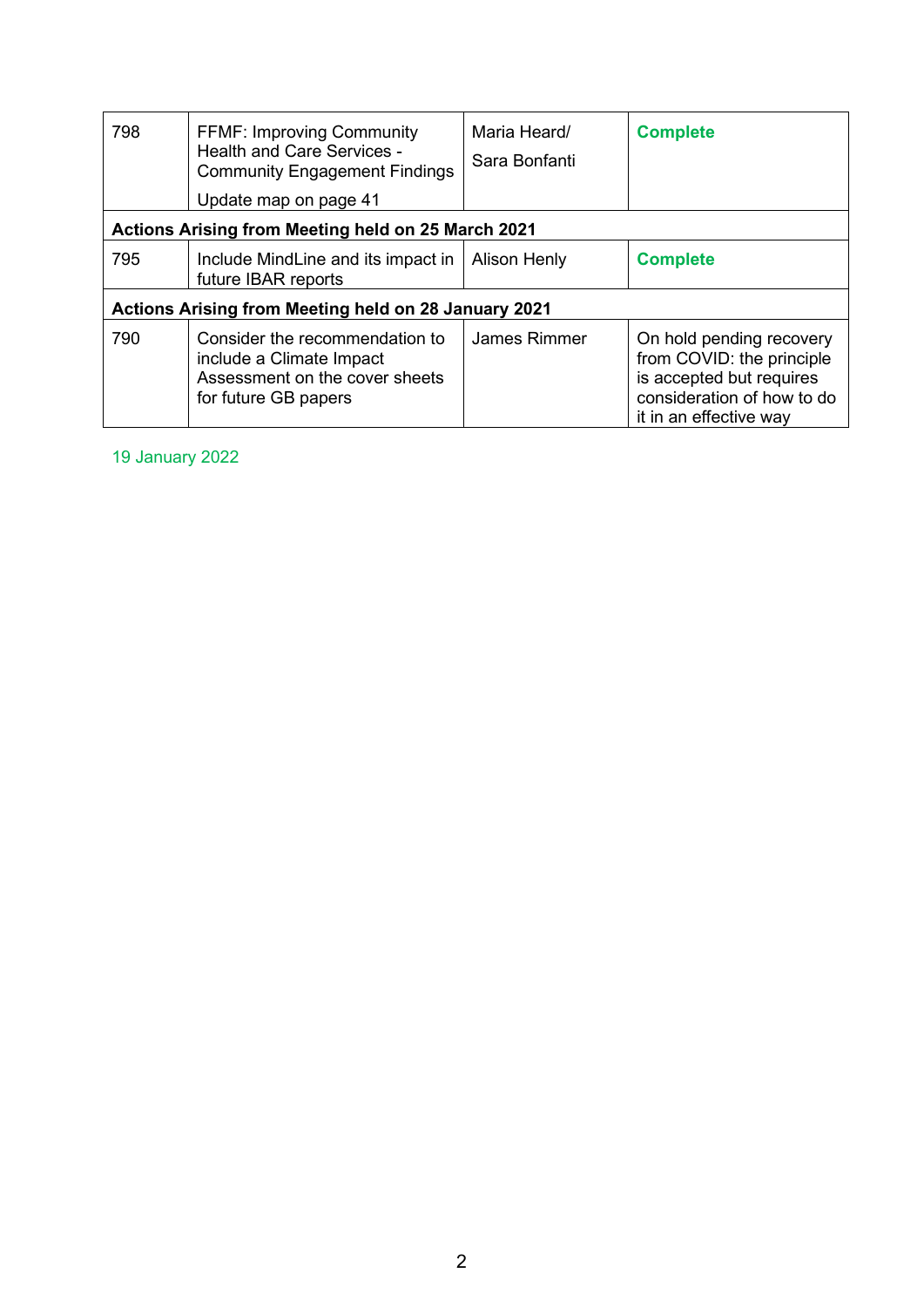| | | | |
|---|---|---|---|
| 798 | FFMF: Improving Community Health and Care Services - Community Engagement Findings<br><br>Update map on page 41 | Maria Heard/<br><br>Sara Bonfanti | **Complete** |
| **Actions Arising from Meeting held on 25 March 2021** | | | |
| 795 | Include MindLine and its impact in future IBAR reports | Alison Henly | **Complete** |
| **Actions Arising from Meeting held on 28 January 2021** | | | |
| 790 | Consider the recommendation to include a Climate Impact Assessment on the cover sheets for future GB papers | James Rimmer | On hold pending recovery from COVID: the principle is accepted but requires consideration of how to do it in an effective way |

19 January 2022